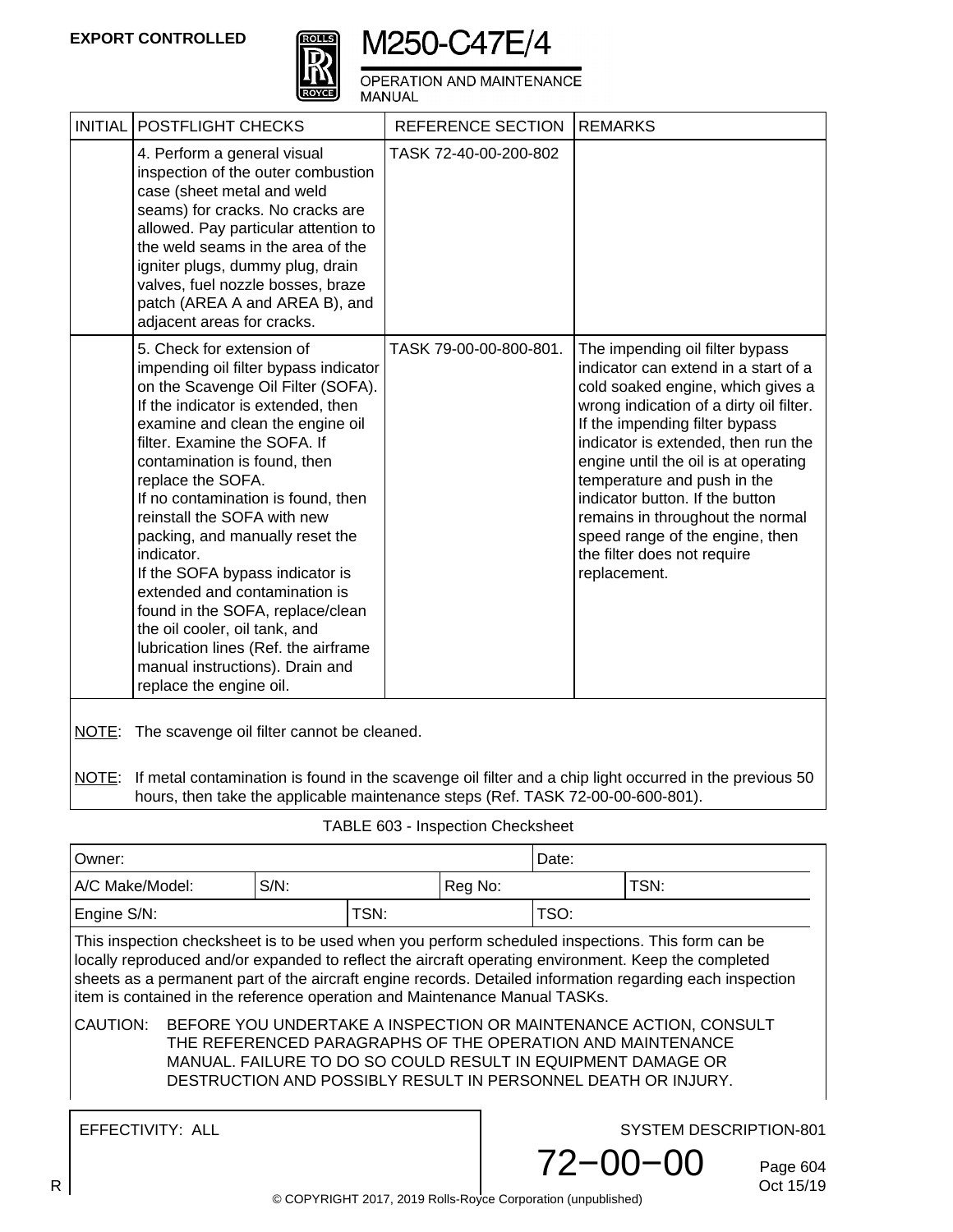| INITIAL | POSTFLIGHT CHECKS | REFERENCE SECTION | REMARKS |
|---|---|---|---|
| | 4. Perform a general visual inspection of the outer combustion case (sheet metal and weld seams) for cracks. No cracks are allowed. Pay particular attention to the weld seams in the area of the igniter plugs, dummy plug, drain valves, fuel nozzle bosses, braze patch (AREA A and AREA B), and adjacent areas for cracks. | TASK 72-40-00-200-802 | |
| | 5. Check for extension of impending oil filter bypass indicator on the Scavenge Oil Filter (SOFA). If the indicator is extended, then examine and clean the engine oil filter. Examine the SOFA. If contamination is found, then replace the SOFA. If no contamination is found, then reinstall the SOFA with new packing, and manually reset the indicator. If the SOFA bypass indicator is extended and contamination is found in the SOFA, replace/clean the oil cooler, oil tank, and lubrication lines (Ref. the airframe manual instructions). Drain and replace the engine oil. | TASK 79-00-00-800-801. | The impending oil filter bypass indicator can extend in a start of a cold soaked engine, which gives a wrong indication of a dirty oil filter. If the impending filter bypass indicator is extended, then run the engine until the oil is at operating temperature and push in the indicator button. If the button remains in throughout the normal speed range of the engine, then the filter does not require replacement. |

NOTE: The scavenge oil filter cannot be cleaned.

NOTE: If metal contamination is found in the scavenge oil filter and a chip light occurred in the previous 50 hours, then take the applicable maintenance steps (Ref. TASK 72-00-00-600-801).

TABLE 603 - Inspection Checksheet

| Owner: | | | | Date: | |
|---|---|---|---|---|---|
| A/C Make/Model: | S/N: | | Reg No: | | TSN: |
| Engine S/N: | | TSN: | | TSO: | |

This inspection checksheet is to be used when you perform scheduled inspections. This form can be locally reproduced and/or expanded to reflect the aircraft operating environment. Keep the completed sheets as a permanent part of the aircraft engine records. Detailed information regarding each inspection item is contained in the reference operation and Maintenance Manual TASKs.

CAUTION: BEFORE YOU UNDERTAKE A INSPECTION OR MAINTENANCE ACTION, CONSULT THE REFERENCED PARAGRAPHS OF THE OPERATION AND MAINTENANCE MANUAL. FAILURE TO DO SO COULD RESULT IN EQUIPMENT DAMAGE OR DESTRUCTION AND POSSIBLY RESULT IN PERSONNEL DEATH OR INJURY.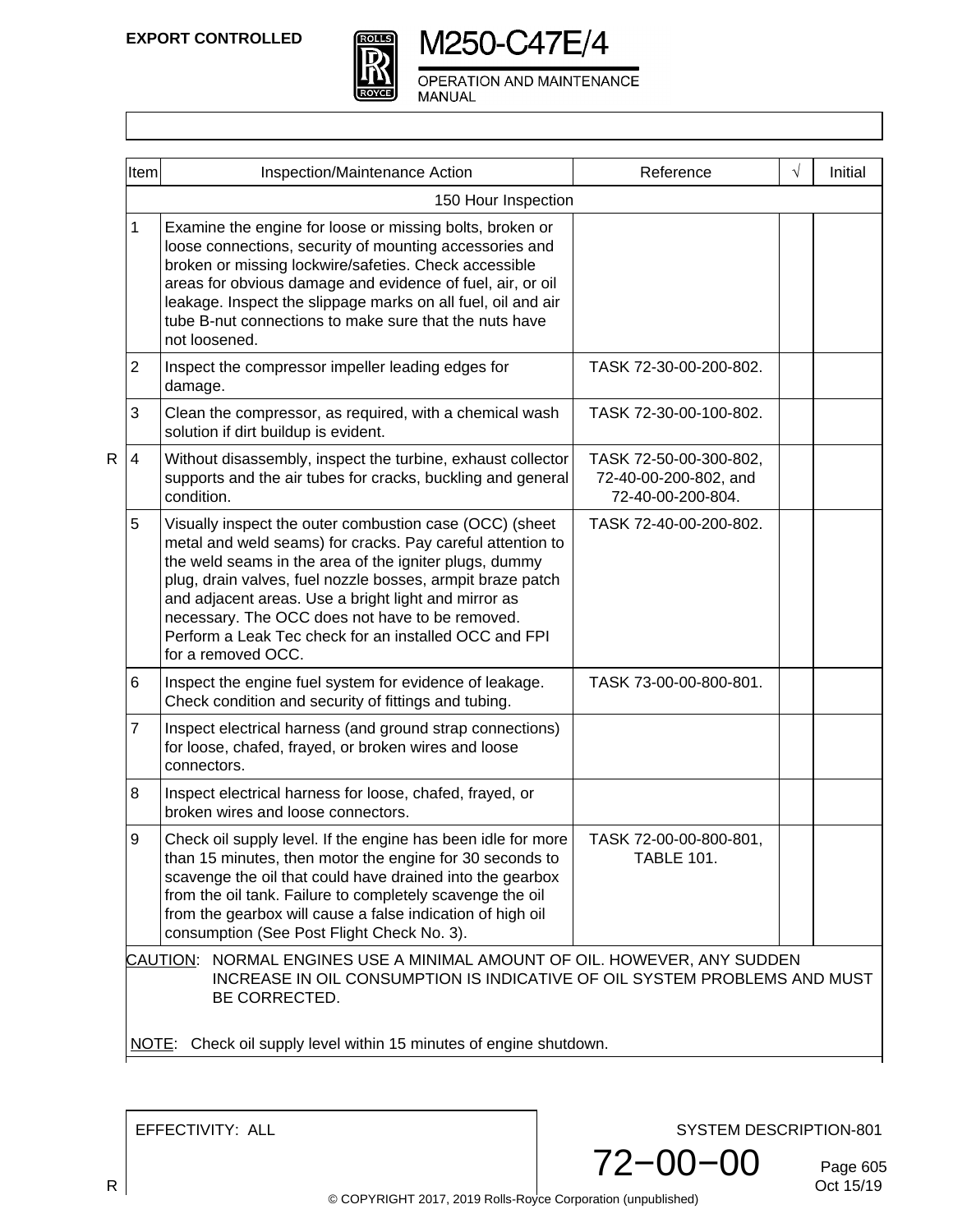| Item | Inspection/Maintenance Action | Reference | √ | Initial |
|---|---|---|---|---|
| | 150 Hour Inspection | | | |
| 1 | Examine the engine for loose or missing bolts, broken or loose connections, security of mounting accessories and broken or missing lockwire/safeties. Check accessible areas for obvious damage and evidence of fuel, air, or oil leakage. Inspect the slippage marks on all fuel, oil and air tube B-nut connections to make sure that the nuts have not loosened. | | | |
| 2 | Inspect the compressor impeller leading edges for damage. | TASK 72-30-00-200-802. | | |
| 3 | Clean the compressor, as required, with a chemical wash solution if dirt buildup is evident. | TASK 72-30-00-100-802. | | |
| 4 | Without disassembly, inspect the turbine, exhaust collector supports and the air tubes for cracks, buckling and general condition. | TASK 72-50-00-300-802, 72-40-00-200-802, and 72-40-00-200-804. | | |
| 5 | Visually inspect the outer combustion case (OCC) (sheet metal and weld seams) for cracks. Pay careful attention to the weld seams in the area of the igniter plugs, dummy plug, drain valves, fuel nozzle bosses, armpit braze patch and adjacent areas. Use a bright light and mirror as necessary. The OCC does not have to be removed. Perform a Leak Tec check for an installed OCC and FPI for a removed OCC. | TASK 72-40-00-200-802. | | |
| 6 | Inspect the engine fuel system for evidence of leakage. Check condition and security of fittings and tubing. | TASK 73-00-00-800-801. | | |
| 7 | Inspect electrical harness (and ground strap connections) for loose, chafed, frayed, or broken wires and loose connectors. | | | |
| 8 | Inspect electrical harness for loose, chafed, frayed, or broken wires and loose connectors. | | | |
| 9 | Check oil supply level. If the engine has been idle for more than 15 minutes, then motor the engine for 30 seconds to scavenge the oil that could have drained into the gearbox from the oil tank. Failure to completely scavenge the oil from the gearbox will cause a false indication of high oil consumption (See Post Flight Check No. 3). | TASK 72-00-00-800-801, TABLE 101. | | |

CAUTION: NORMAL ENGINES USE A MINIMAL AMOUNT OF OIL. HOWEVER, ANY SUDDEN INCREASE IN OIL CONSUMPTION IS INDICATIVE OF OIL SYSTEM PROBLEMS AND MUST BE CORRECTED.

NOTE: Check oil supply level within 15 minutes of engine shutdown.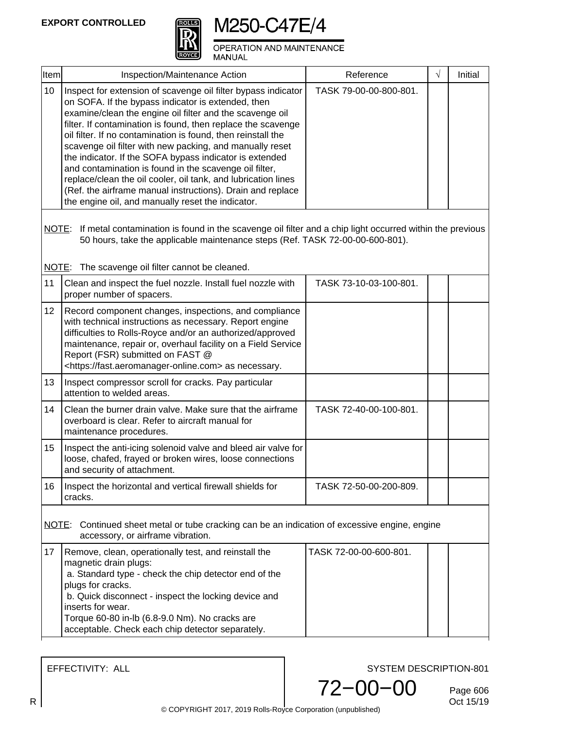| Item | Inspection/Maintenance Action | Reference | √ | Initial |
| --- | --- | --- | --- | --- |
| 10 | Inspect for extension of scavenge oil filter bypass indicator on SOFA. If the bypass indicator is extended, then examine/clean the engine oil filter and the scavenge oil filter. If contamination is found, then replace the scavenge oil filter. If no contamination is found, then reinstall the scavenge oil filter with new packing, and manually reset the indicator. If the SOFA bypass indicator is extended and contamination is found in the scavenge oil filter, replace/clean the oil cooler, oil tank, and lubrication lines (Ref. the airframe manual instructions). Drain and replace the engine oil, and manually reset the indicator. | TASK 79-00-00-800-801. | | |
| | NOTE: If metal contamination is found in the scavenge oil filter and a chip light occurred within the previous 50 hours, take the applicable maintenance steps (Ref. TASK 72-00-00-600-801).<br><br>NOTE: The scavenge oil filter cannot be cleaned. | | | |
| 11 | Clean and inspect the fuel nozzle. Install fuel nozzle with proper number of spacers. | TASK 73-10-03-100-801. | | |
| 12 | Record component changes, inspections, and compliance with technical instructions as necessary. Report engine difficulties to Rolls-Royce and/or an authorized/approved maintenance, repair or, overhaul facility on a Field Service Report (FSR) submitted on FAST @ <https://fast.aeromanager-online.com> as necessary. | | | |
| 13 | Inspect compressor scroll for cracks. Pay particular attention to welded areas. | | | |
| 14 | Clean the burner drain valve. Make sure that the airframe overboard is clear. Refer to aircraft manual for maintenance procedures. | TASK 72-40-00-100-801. | | |
| 15 | Inspect the anti-icing solenoid valve and bleed air valve for loose, chafed, frayed or broken wires, loose connections and security of attachment. | | | |
| 16 | Inspect the horizontal and vertical firewall shields for cracks. | TASK 72-50-00-200-809. | | |
| | NOTE: Continued sheet metal or tube cracking can be an indication of excessive engine, engine accessory, or airframe vibration. | | | |
| 17 | Remove, clean, operationally test, and reinstall the magnetic drain plugs:<br>a. Standard type - check the chip detector end of the plugs for cracks.<br>b. Quick disconnect - inspect the locking device and inserts for wear.<br>Torque 60-80 in-lb (6.8-9.0 Nm). No cracks are acceptable. Check each chip detector separately. | TASK 72-00-00-600-801. | | |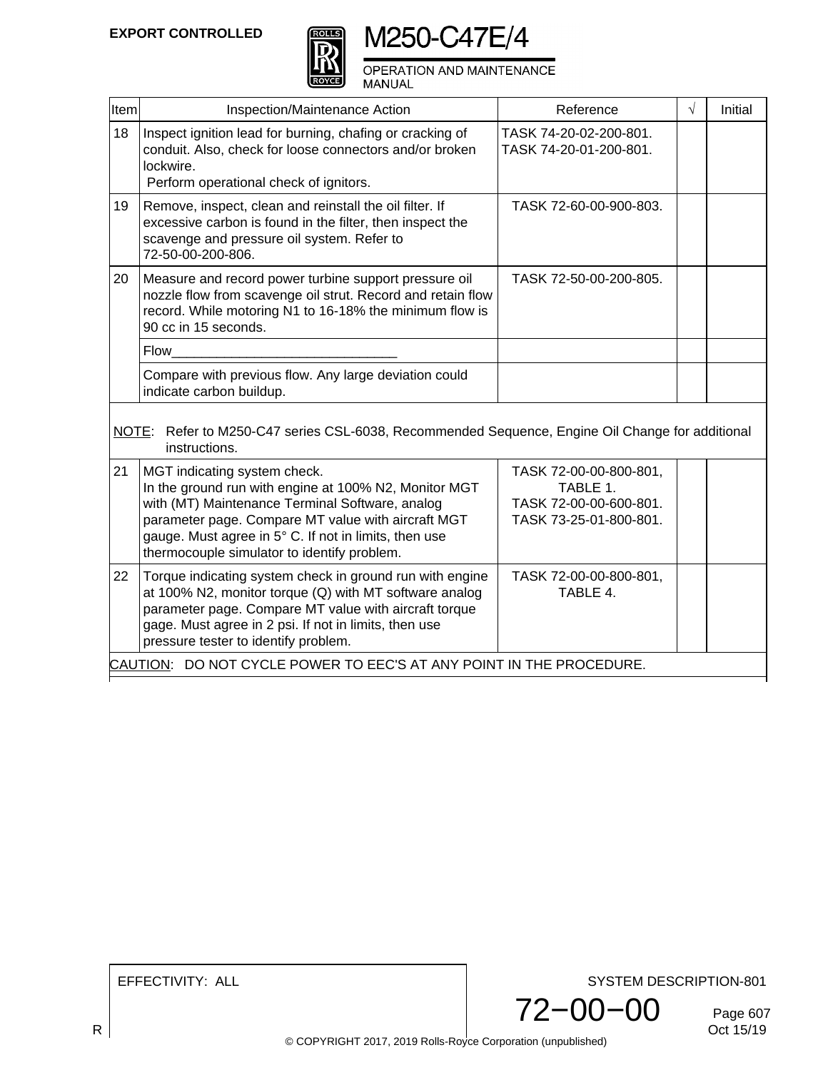| Item | Inspection/Maintenance Action | Reference | √ | Initial |
|---|---|---|---|---|
| 18 | Inspect ignition lead for burning, chafing or cracking of conduit. Also, check for loose connectors and/or broken lockwire. Perform operational check of ignitors. | TASK 74-20-02-200-801. TASK 74-20-01-200-801. | | |
| 19 | Remove, inspect, clean and reinstall the oil filter. If excessive carbon is found in the filter, then inspect the scavenge and pressure oil system. Refer to 72-50-00-200-806. | TASK 72-60-00-900-803. | | |
| 20 | Measure and record power turbine support pressure oil nozzle flow from scavenge oil strut. Record and retain flow record. While motoring N1 to 16-18% the minimum flow is 90 cc in 15 seconds. | TASK 72-50-00-200-805. | | |
| | Flow______________________________ | | | |
| | Compare with previous flow. Any large deviation could indicate carbon buildup. | | | |
| | NOTE: Refer to M250-C47 series CSL-6038, Recommended Sequence, Engine Oil Change for additional instructions. | | | |
| 21 | MGT indicating system check. In the ground run with engine at 100% N2, Monitor MGT with (MT) Maintenance Terminal Software, analog parameter page. Compare MT value with aircraft MGT gauge. Must agree in 5° C. If not in limits, then use thermocouple simulator to identify problem. | TASK 72-00-00-800-801, TABLE 1. TASK 72-00-00-600-801. TASK 73-25-01-800-801. | | |
| 22 | Torque indicating system check in ground run with engine at 100% N2, monitor torque (Q) with MT software analog parameter page. Compare MT value with aircraft torque gage. Must agree in 2 psi. If not in limits, then use pressure tester to identify problem. | TASK 72-00-00-800-801, TABLE 4. | | |
| | CAUTION: DO NOT CYCLE POWER TO EEC'S AT ANY POINT IN THE PROCEDURE. | | | |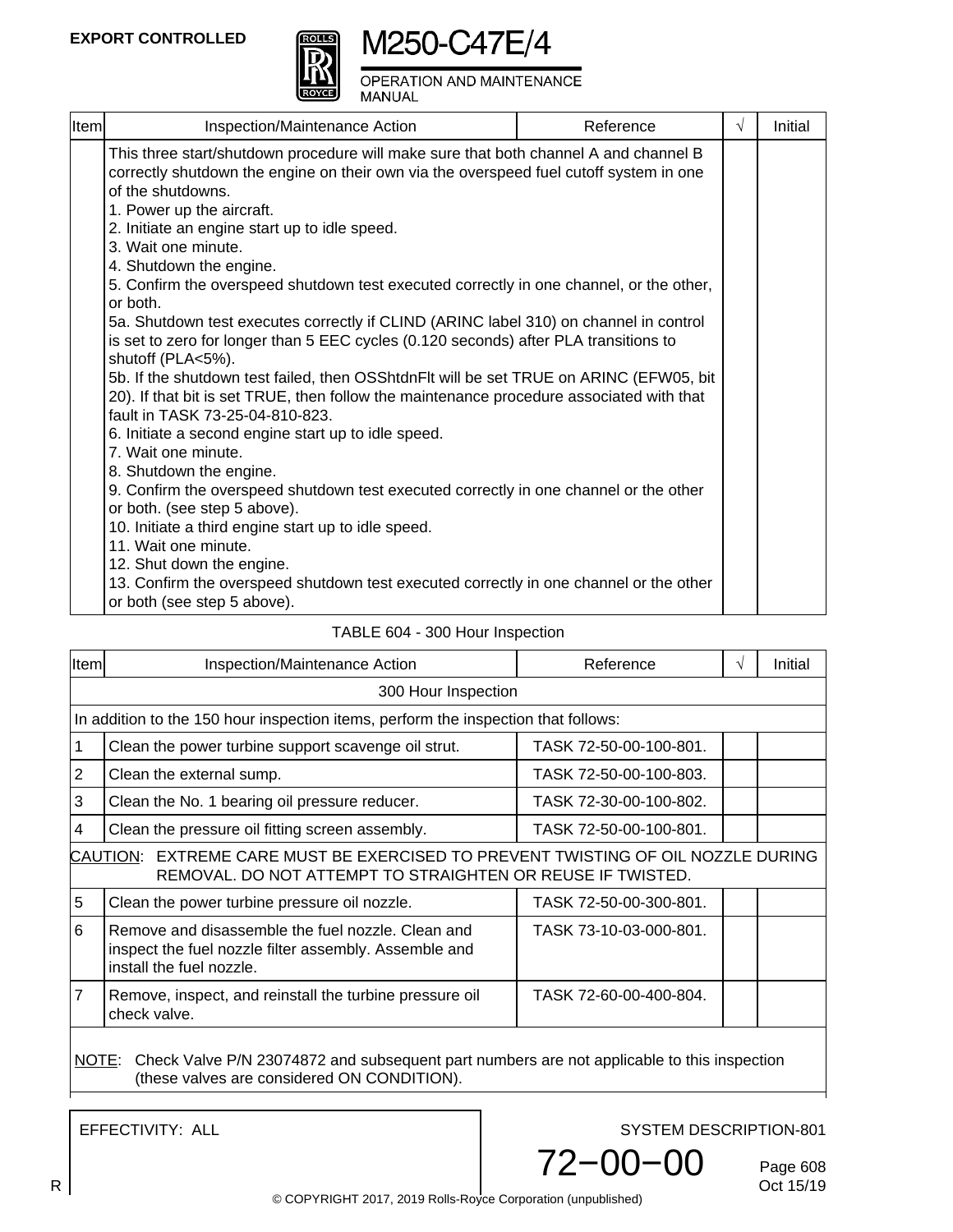| Item | Inspection/Maintenance Action | Reference | √ | Initial |
|---|---|---|---|---|
| | This three start/shutdown procedure will make sure that both channel A and channel B correctly shutdown the engine on their own via the overspeed fuel cutoff system in one of the shutdowns.<br>1. Power up the aircraft.<br>2. Initiate an engine start up to idle speed.<br>3. Wait one minute.<br>4. Shutdown the engine.<br>5. Confirm the overspeed shutdown test executed correctly in one channel, or the other, or both.<br>5a. Shutdown test executes correctly if CLIND (ARINC label 310) on channel in control is set to zero for longer than 5 EEC cycles (0.120 seconds) after PLA transitions to shutoff (PLA<5%).<br>5b. If the shutdown test failed, then OSShtdnFlt will be set TRUE on ARINC (EFW05, bit 20). If that bit is set TRUE, then follow the maintenance procedure associated with that fault in TASK 73-25-04-810-823.<br>6. Initiate a second engine start up to idle speed.<br>7. Wait one minute.<br>8. Shutdown the engine.<br>9. Confirm the overspeed shutdown test executed correctly in one channel or the other or both. (see step 5 above).<br>10. Initiate a third engine start up to idle speed.<br>11. Wait one minute.<br>12. Shut down the engine.<br>13. Confirm the overspeed shutdown test executed correctly in one channel or the other or both (see step 5 above). | | | |

TABLE 604 - 300 Hour Inspection

| Item | Inspection/Maintenance Action | Reference | √ | Initial |
|---|---|---|---|---|
| 300 Hour Inspection | | | | |
| In addition to the 150 hour inspection items, perform the inspection that follows: | | | | |
| 1 | Clean the power turbine support scavenge oil strut. | TASK 72-50-00-100-801. | | |
| 2 | Clean the external sump. | TASK 72-50-00-100-803. | | |
| 3 | Clean the No. 1 bearing oil pressure reducer. | TASK 72-30-00-100-802. | | |
| 4 | Clean the pressure oil fitting screen assembly. | TASK 72-50-00-100-801. | | |
| CAUTION: EXTREME CARE MUST BE EXERCISED TO PREVENT TWISTING OF OIL NOZZLE DURING REMOVAL. DO NOT ATTEMPT TO STRAIGHTEN OR REUSE IF TWISTED. | | | | |
| 5 | Clean the power turbine pressure oil nozzle. | TASK 72-50-00-300-801. | | |
| 6 | Remove and disassemble the fuel nozzle. Clean and inspect the fuel nozzle filter assembly. Assemble and install the fuel nozzle. | TASK 73-10-03-000-801. | | |
| 7 | Remove, inspect, and reinstall the turbine pressure oil check valve. | TASK 72-60-00-400-804. | | |
| NOTE: Check Valve P/N 23074872 and subsequent part numbers are not applicable to this inspection (these valves are considered ON CONDITION). | | | | |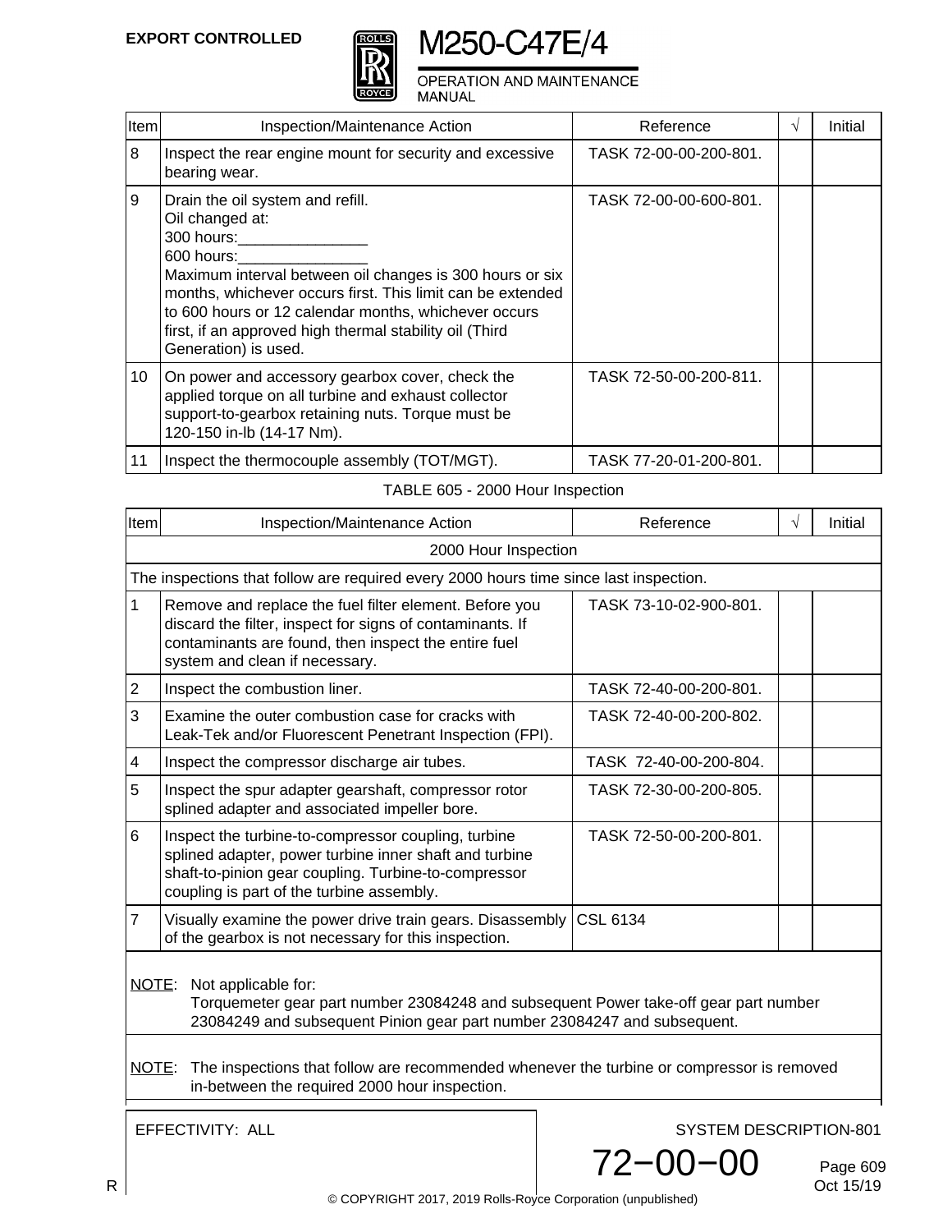| Item | Inspection/Maintenance Action | Reference | √ | Initial |
|---|---|---|---|---|
| 8 | Inspect the rear engine mount for security and excessive bearing wear. | TASK 72-00-00-200-801. | | |
| 9 | Drain the oil system and refill.<br>Oil changed at:<br>300 hours:_______________<br>600 hours:_______________<br>Maximum interval between oil changes is 300 hours or six months, whichever occurs first. This limit can be extended to 600 hours or 12 calendar months, whichever occurs first, if an approved high thermal stability oil (Third Generation) is used. | TASK 72-00-00-600-801. | | |
| 10 | On power and accessory gearbox cover, check the applied torque on all turbine and exhaust collector support-to-gearbox retaining nuts. Torque must be 120-150 in-lb (14-17 Nm). | TASK 72-50-00-200-811. | | |
| 11 | Inspect the thermocouple assembly (TOT/MGT). | TASK 77-20-01-200-801. | | |

TABLE 605 - 2000 Hour Inspection

| Item | Inspection/Maintenance Action | Reference | √ | Initial |
|---|---|---|---|---|
| | 2000 Hour Inspection | | | |
| | The inspections that follow are required every 2000 hours time since last inspection. | | | |
| 1 | Remove and replace the fuel filter element. Before you discard the filter, inspect for signs of contaminants. If contaminants are found, then inspect the entire fuel system and clean if necessary. | TASK 73-10-02-900-801. | | |
| 2 | Inspect the combustion liner. | TASK 72-40-00-200-801. | | |
| 3 | Examine the outer combustion case for cracks with Leak-Tek and/or Fluorescent Penetrant Inspection (FPI). | TASK 72-40-00-200-802. | | |
| 4 | Inspect the compressor discharge air tubes. | TASK 72-40-00-200-804. | | |
| 5 | Inspect the spur adapter gearshaft, compressor rotor splined adapter and associated impeller bore. | TASK 72-30-00-200-805. | | |
| 6 | Inspect the turbine-to-compressor coupling, turbine splined adapter, power turbine inner shaft and turbine shaft-to-pinion gear coupling. Turbine-to-compressor coupling is part of the turbine assembly. | TASK 72-50-00-200-801. | | |
| 7 | Visually examine the power drive train gears. Disassembly of the gearbox is not necessary for this inspection. | CSL 6134 | | |

NOTE: Not applicable for:
Torquemeter gear part number 23084248 and subsequent Power take-off gear part number 23084249 and subsequent Pinion gear part number 23084247 and subsequent.

NOTE: The inspections that follow are recommended whenever the turbine or compressor is removed in-between the required 2000 hour inspection.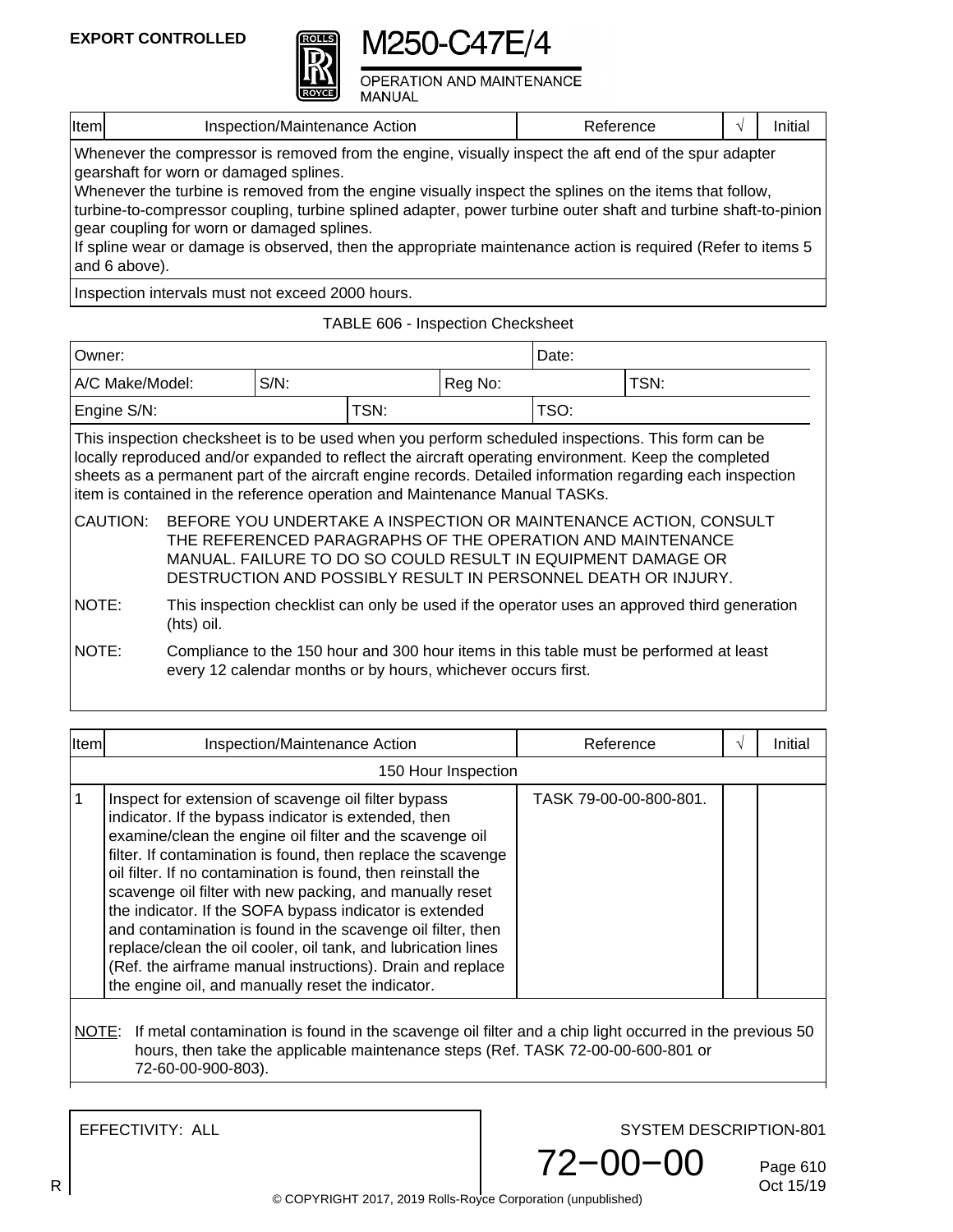| Item | Inspection/Maintenance Action | Reference | √ | Initial |
|---|---|---|---|---|
| Whenever the compressor is removed from the engine, visually inspect the aft end of the spur adapter gearshaft for worn or damaged splines. Whenever the turbine is removed from the engine visually inspect the splines on the items that follow, turbine-to-compressor coupling, turbine splined adapter, power turbine outer shaft and turbine shaft-to-pinion gear coupling for worn or damaged splines. If spline wear or damage is observed, then the appropriate maintenance action is required (Refer to items 5 and 6 above). | | | | |
| Inspection intervals must not exceed 2000 hours. | | | | |

TABLE 606 - Inspection Checksheet

| Owner: | | | Date: | |
|---|---|---|---|---|
| A/C Make/Model: | S/N: | Reg No: | | TSN: |
| Engine S/N: | TSN: | | TSO: | |

This inspection checksheet is to be used when you perform scheduled inspections. This form can be locally reproduced and/or expanded to reflect the aircraft operating environment. Keep the completed sheets as a permanent part of the aircraft engine records. Detailed information regarding each inspection item is contained in the reference operation and Maintenance Manual TASKs.

CAUTION: BEFORE YOU UNDERTAKE A INSPECTION OR MAINTENANCE ACTION, CONSULT THE REFERENCED PARAGRAPHS OF THE OPERATION AND MAINTENANCE MANUAL. FAILURE TO DO SO COULD RESULT IN EQUIPMENT DAMAGE OR DESTRUCTION AND POSSIBLY RESULT IN PERSONNEL DEATH OR INJURY.

NOTE: This inspection checklist can only be used if the operator uses an approved third generation (hts) oil.

NOTE: Compliance to the 150 hour and 300 hour items in this table must be performed at least every 12 calendar months or by hours, whichever occurs first.

| Item | Inspection/Maintenance Action | Reference | √ | Initial |
|---|---|---|---|---|
| | 150 Hour Inspection | | | |
| 1 | Inspect for extension of scavenge oil filter bypass indicator. If the bypass indicator is extended, then examine/clean the engine oil filter and the scavenge oil filter. If contamination is found, then replace the scavenge oil filter. If no contamination is found, then reinstall the scavenge oil filter with new packing, and manually reset the indicator. If the SOFA bypass indicator is extended and contamination is found in the scavenge oil filter, then replace/clean the oil cooler, oil tank, and lubrication lines (Ref. the airframe manual instructions). Drain and replace the engine oil, and manually reset the indicator. | TASK 79-00-00-800-801. | | |
| | NOTE: If metal contamination is found in the scavenge oil filter and a chip light occurred in the previous 50 hours, then take the applicable maintenance steps (Ref. TASK 72-00-00-600-801 or 72-60-00-900-803). | | | |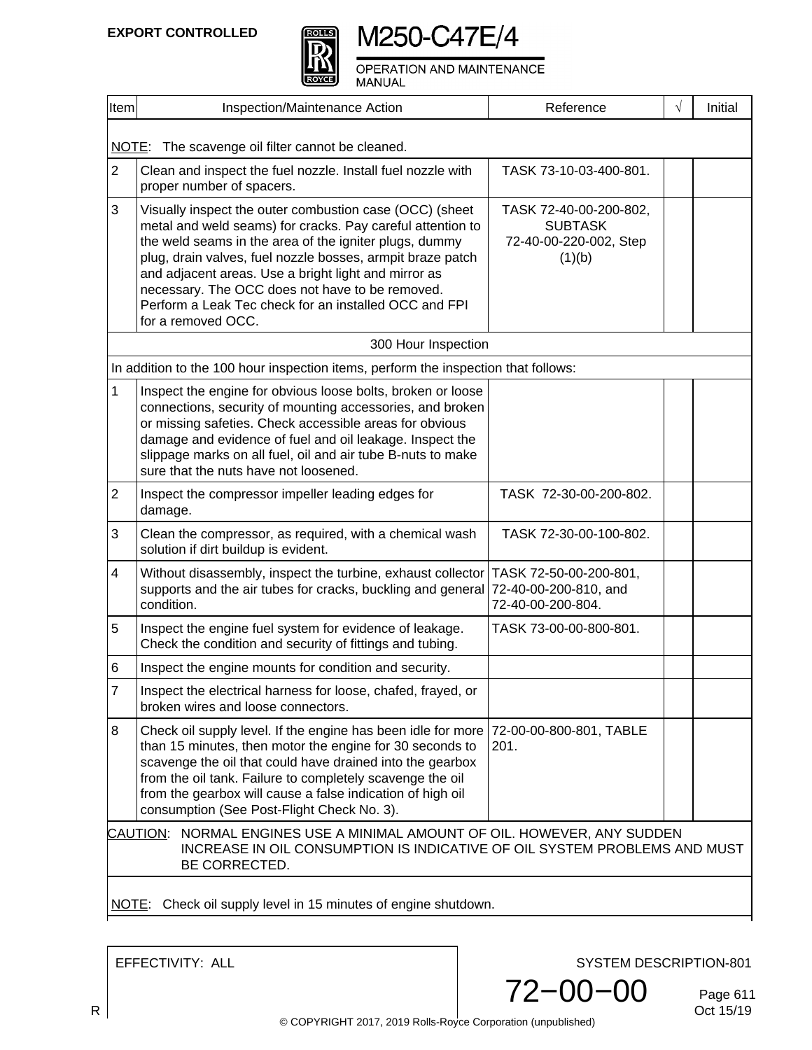| Item | Inspection/Maintenance Action | Reference | √ | Initial |
|---|---|---|---|---|
| NOTE: The scavenge oil filter cannot be cleaned. | | | | |
| 2 | Clean and inspect the fuel nozzle. Install fuel nozzle with proper number of spacers. | TASK 73-10-03-400-801. | | |
| 3 | Visually inspect the outer combustion case (OCC) (sheet metal and weld seams) for cracks. Pay careful attention to the weld seams in the area of the igniter plugs, dummy plug, drain valves, fuel nozzle bosses, armpit braze patch and adjacent areas. Use a bright light and mirror as necessary. The OCC does not have to be removed. Perform a Leak Tec check for an installed OCC and FPI for a removed OCC. | TASK 72-40-00-200-802, SUBTASK 72-40-00-220-002, Step (1)(b) | | |
| 300 Hour Inspection | | | | |
| In addition to the 100 hour inspection items, perform the inspection that follows: | | | | |
| 1 | Inspect the engine for obvious loose bolts, broken or loose connections, security of mounting accessories, and broken or missing safeties. Check accessible areas for obvious damage and evidence of fuel and oil leakage. Inspect the slippage marks on all fuel, oil and air tube B-nuts to make sure that the nuts have not loosened. | | | |
| 2 | Inspect the compressor impeller leading edges for damage. | TASK 72-30-00-200-802. | | |
| 3 | Clean the compressor, as required, with a chemical wash solution if dirt buildup is evident. | TASK 72-30-00-100-802. | | |
| 4 | Without disassembly, inspect the turbine, exhaust collector supports and the air tubes for cracks, buckling and general condition. | TASK 72-50-00-200-801, 72-40-00-200-810, and 72-40-00-200-804. | | |
| 5 | Inspect the engine fuel system for evidence of leakage. Check the condition and security of fittings and tubing. | TASK 73-00-00-800-801. | | |
| 6 | Inspect the engine mounts for condition and security. | | | |
| 7 | Inspect the electrical harness for loose, chafed, frayed, or broken wires and loose connectors. | | | |
| 8 | Check oil supply level. If the engine has been idle for more than 15 minutes, then motor the engine for 30 seconds to scavenge the oil that could have drained into the gearbox from the oil tank. Failure to completely scavenge the oil from the gearbox will cause a false indication of high oil consumption (See Post-Flight Check No. 3). | 72-00-00-800-801, TABLE 201. | | |
| CAUTION: NORMAL ENGINES USE A MINIMAL AMOUNT OF OIL. HOWEVER, ANY SUDDEN INCREASE IN OIL CONSUMPTION IS INDICATIVE OF OIL SYSTEM PROBLEMS AND MUST BE CORRECTED. | | | | |
| NOTE: Check oil supply level in 15 minutes of engine shutdown. | | | | |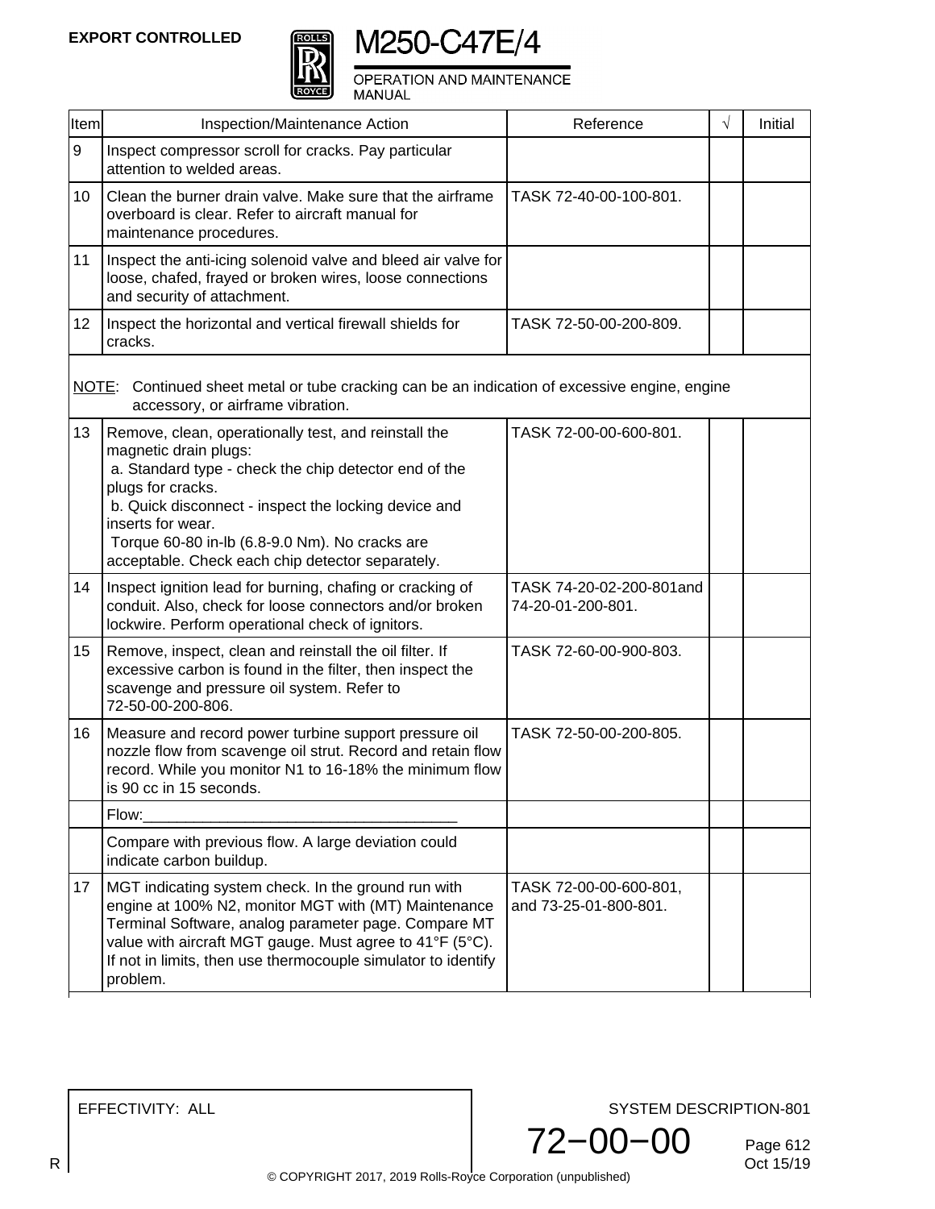| Item | Inspection/Maintenance Action | Reference | √ | Initial |
|---|---|---|---|---|
| 9 | Inspect compressor scroll for cracks. Pay particular attention to welded areas. | | | |
| 10 | Clean the burner drain valve. Make sure that the airframe overboard is clear. Refer to aircraft manual for maintenance procedures. | TASK 72-40-00-100-801. | | |
| 11 | Inspect the anti-icing solenoid valve and bleed air valve for loose, chafed, frayed or broken wires, loose connections and security of attachment. | | | |
| 12 | Inspect the horizontal and vertical firewall shields for cracks. | TASK 72-50-00-200-809. | | |
| NOTE: Continued sheet metal or tube cracking can be an indication of excessive engine, engine accessory, or airframe vibration. | | | | |
| 13 | Remove, clean, operationally test, and reinstall the magnetic drain plugs: a. Standard type - check the chip detector end of the plugs for cracks. b. Quick disconnect - inspect the locking device and inserts for wear. Torque 60-80 in-lb (6.8-9.0 Nm). No cracks are acceptable. Check each chip detector separately. | TASK 72-00-00-600-801. | | |
| 14 | Inspect ignition lead for burning, chafing or cracking of conduit. Also, check for loose connectors and/or broken lockwire. Perform operational check of ignitors. | TASK 74-20-02-200-801and 74-20-01-200-801. | | |
| 15 | Remove, inspect, clean and reinstall the oil filter. If excessive carbon is found in the filter, then inspect the scavenge and pressure oil system. Refer to 72-50-00-200-806. | TASK 72-60-00-900-803. | | |
| 16 | Measure and record power turbine support pressure oil nozzle flow from scavenge oil strut. Record and retain flow record. While you monitor N1 to 16-18% the minimum flow is 90 cc in 15 seconds. | TASK 72-50-00-200-805. | | |
| | Flow:_____________________________________ | | | |
| | Compare with previous flow. A large deviation could indicate carbon buildup. | | | |
| 17 | MGT indicating system check. In the ground run with engine at 100% N2, monitor MGT with (MT) Maintenance Terminal Software, analog parameter page. Compare MT value with aircraft MGT gauge. Must agree to 41°F (5°C). If not in limits, then use thermocouple simulator to identify problem. | TASK 72-00-00-600-801, and 73-25-01-800-801. | | |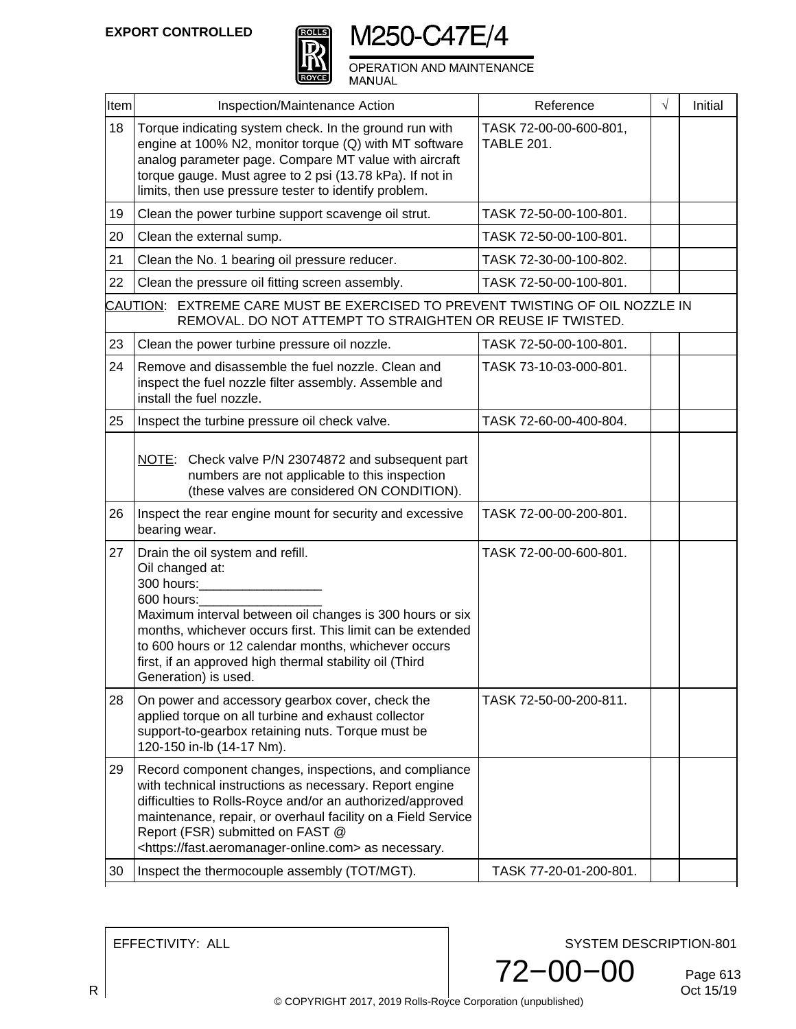| Item | Inspection/Maintenance Action | Reference | √ | Initial |
|---|---|---|---|---|
| 18 | Torque indicating system check. In the ground run with engine at 100% N2, monitor torque (Q) with MT software analog parameter page. Compare MT value with aircraft torque gauge. Must agree to 2 psi (13.78 kPa). If not in limits, then use pressure tester to identify problem. | TASK 72-00-00-600-801, TABLE 201. | | |
| 19 | Clean the power turbine support scavenge oil strut. | TASK 72-50-00-100-801. | | |
| 20 | Clean the external sump. | TASK 72-50-00-100-801. | | |
| 21 | Clean the No. 1 bearing oil pressure reducer. | TASK 72-30-00-100-802. | | |
| 22 | Clean the pressure oil fitting screen assembly. | TASK 72-50-00-100-801. | | |
| CAUTION: EXTREME CARE MUST BE EXERCISED TO PREVENT TWISTING OF OIL NOZZLE IN REMOVAL. DO NOT ATTEMPT TO STRAIGHTEN OR REUSE IF TWISTED. | | | | |
| 23 | Clean the power turbine pressure oil nozzle. | TASK 72-50-00-100-801. | | |
| 24 | Remove and disassemble the fuel nozzle. Clean and inspect the fuel nozzle filter assembly. Assemble and install the fuel nozzle. | TASK 73-10-03-000-801. | | |
| 25 | Inspect the turbine pressure oil check valve. | TASK 72-60-00-400-804. | | |
| | NOTE: Check valve P/N 23074872 and subsequent part numbers are not applicable to this inspection (these valves are considered ON CONDITION). | | | |
| 26 | Inspect the rear engine mount for security and excessive bearing wear. | TASK 72-00-00-200-801. | | |
| 27 | Drain the oil system and refill.<br>Oil changed at:<br>300 hours:_________________<br>600 hours:_________________<br>Maximum interval between oil changes is 300 hours or six months, whichever occurs first. This limit can be extended to 600 hours or 12 calendar months, whichever occurs first, if an approved high thermal stability oil (Third Generation) is used. | TASK 72-00-00-600-801. | | |
| 28 | On power and accessory gearbox cover, check the applied torque on all turbine and exhaust collector support-to-gearbox retaining nuts. Torque must be 120-150 in-lb (14-17 Nm). | TASK 72-50-00-200-811. | | |
| 29 | Record component changes, inspections, and compliance with technical instructions as necessary. Report engine difficulties to Rolls-Royce and/or an authorized/approved maintenance, repair, or overhaul facility on a Field Service Report (FSR) submitted on FAST @ <https://fast.aeromanager-online.com> as necessary. | | | |
| 30 | Inspect the thermocouple assembly (TOT/MGT). | TASK 77-20-01-200-801. | | |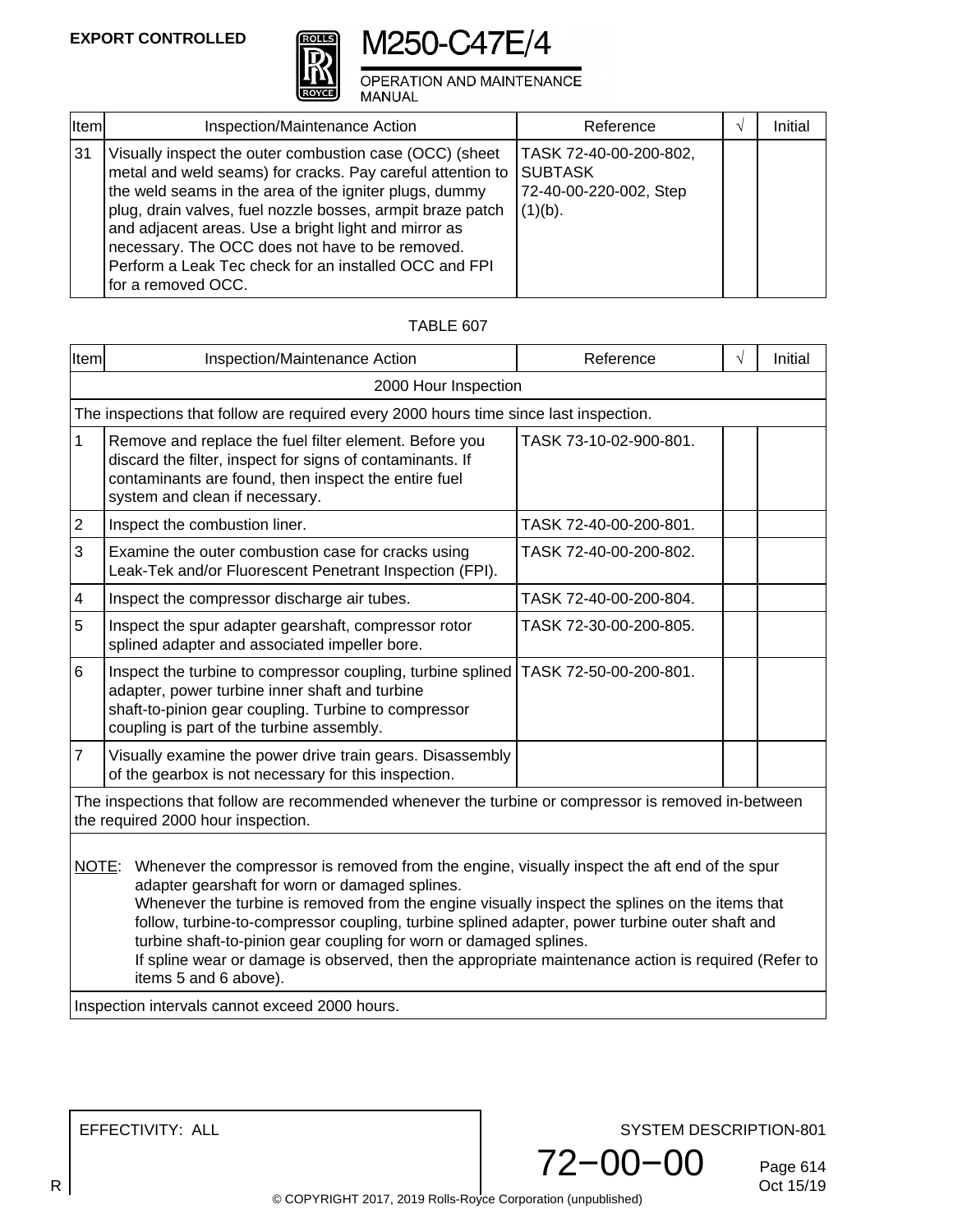| Item | Inspection/Maintenance Action | Reference | √ | Initial |
|---|---|---|---|---|
| 31 | Visually inspect the outer combustion case (OCC) (sheet metal and weld seams) for cracks. Pay careful attention to the weld seams in the area of the igniter plugs, dummy plug, drain valves, fuel nozzle bosses, armpit braze patch and adjacent areas. Use a bright light and mirror as necessary. The OCC does not have to be removed. Perform a Leak Tec check for an installed OCC and FPI for a removed OCC. | TASK 72-40-00-200-802, SUBTASK 72-40-00-220-002, Step (1)(b). | | |

TABLE 607

| Item | Inspection/Maintenance Action | Reference | √ | Initial |
|---|---|---|---|---|
| 2000 Hour Inspection | | | | |
| The inspections that follow are required every 2000 hours time since last inspection. | | | | |
| 1 | Remove and replace the fuel filter element. Before you discard the filter, inspect for signs of contaminants. If contaminants are found, then inspect the entire fuel system and clean if necessary. | TASK 73-10-02-900-801. | | |
| 2 | Inspect the combustion liner. | TASK 72-40-00-200-801. | | |
| 3 | Examine the outer combustion case for cracks using Leak-Tek and/or Fluorescent Penetrant Inspection (FPI). | TASK 72-40-00-200-802. | | |
| 4 | Inspect the compressor discharge air tubes. | TASK 72-40-00-200-804. | | |
| 5 | Inspect the spur adapter gearshaft, compressor rotor splined adapter and associated impeller bore. | TASK 72-30-00-200-805. | | |
| 6 | Inspect the turbine to compressor coupling, turbine splined adapter, power turbine inner shaft and turbine shaft-to-pinion gear coupling. Turbine to compressor coupling is part of the turbine assembly. | TASK 72-50-00-200-801. | | |
| 7 | Visually examine the power drive train gears. Disassembly of the gearbox is not necessary for this inspection. | | | |
| The inspections that follow are recommended whenever the turbine or compressor is removed in-between the required 2000 hour inspection. | | | | |
| NOTE: Whenever the compressor is removed from the engine, visually inspect the aft end of the spur adapter gearshaft for worn or damaged splines. Whenever the turbine is removed from the engine visually inspect the splines on the items that follow, turbine-to-compressor coupling, turbine splined adapter, power turbine outer shaft and turbine shaft-to-pinion gear coupling for worn or damaged splines. If spline wear or damage is observed, then the appropriate maintenance action is required (Refer to items 5 and 6 above). | | | | |
| Inspection intervals cannot exceed 2000 hours. | | | | |